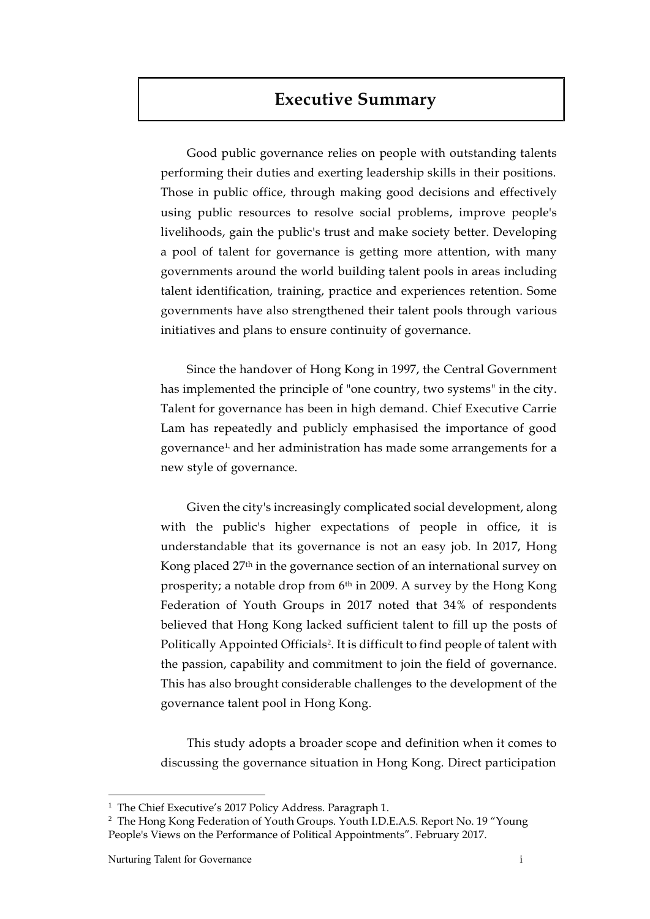# Executive Summary

Good public governance relies on people with outstanding talents performing their duties and exerting leadership skills in their positions. Those in public office, through making good decisions and effectively using public resources to resolve social problems, improve people's livelihoods, gain the public's trust and make society better. Developing a pool of talent for governance is getting more attention, with many governments around the world building talent pools in areas including talent identification, training, practice and experiences retention. Some governments have also strengthened their talent pools through various initiatives and plans to ensure continuity of governance.

Since the handover of Hong Kong in 1997, the Central Government has implemented the principle of "one country, two systems" in the city. Talent for governance has been in high demand. Chief Executive Carrie Lam has repeatedly and publicly emphasised the importance of good governance[1], and her administration has made some arrangements for a new style of governance.

Given the city's increasingly complicated social development, along with the public's higher expectations of people in office, it is understandable that its governance is not an easy job. In 2017, Hong Kong placed 27th in the governance section of an international survey on prosperity; a notable drop from 6th in 2009. A survey by the Hong Kong Federation of Youth Groups in 2017 noted that 34% of respondents believed that Hong Kong lacked sufficient talent to fill up the posts of Politically Appointed Officials[2]. It is difficult to find people of talent with the passion, capability and commitment to join the field of governance. This has also brought considerable challenges to the development of the governance talent pool in Hong Kong.

This study adopts a broader scope and definition when it comes to discussing the governance situation in Hong Kong. Direct participation

---

[1] The Chief Executive's 2017 Policy Address. Paragraph 1.

[2] The Hong Kong Federation of Youth Groups. Youth I.D.E.A.S. Report No. 19 "Young People's Views on the Performance of Political Appointments". February 2017.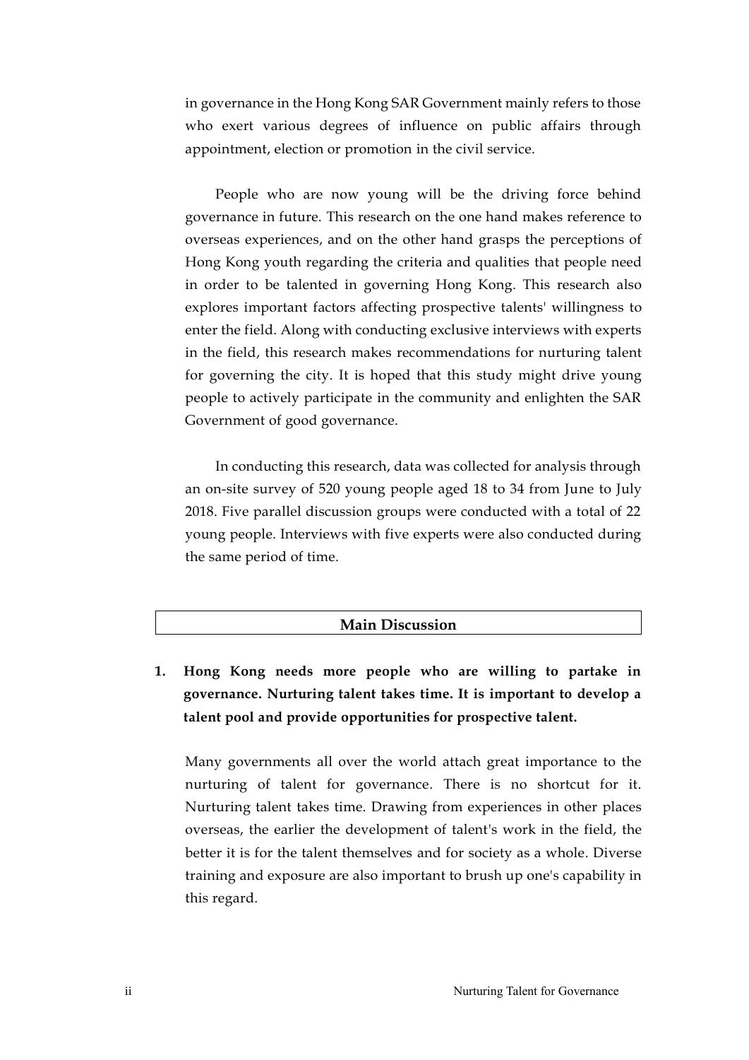in governance in the Hong Kong SAR Government mainly refers to those who exert various degrees of influence on public affairs through appointment, election or promotion in the civil service.

People who are now young will be the driving force behind governance in future. This research on the one hand makes reference to overseas experiences, and on the other hand grasps the perceptions of Hong Kong youth regarding the criteria and qualities that people need in order to be talented in governing Hong Kong. This research also explores important factors affecting prospective talents' willingness to enter the field. Along with conducting exclusive interviews with experts in the field, this research makes recommendations for nurturing talent for governing the city. It is hoped that this study might drive young people to actively participate in the community and enlighten the SAR Government of good governance.

In conducting this research, data was collected for analysis through an on-site survey of 520 young people aged 18 to 34 from June to July 2018. Five parallel discussion groups were conducted with a total of 22 young people. Interviews with five experts were also conducted during the same period of time.

## Main Discussion

**1. Hong Kong needs more people who are willing to partake in governance. Nurturing talent takes time. It is important to develop a talent pool and provide opportunities for prospective talent.**

Many governments all over the world attach great importance to the nurturing of talent for governance. There is no shortcut for it. Nurturing talent takes time. Drawing from experiences in other places overseas, the earlier the development of talent's work in the field, the better it is for the talent themselves and for society as a whole. Diverse training and exposure are also important to brush up one's capability in this regard.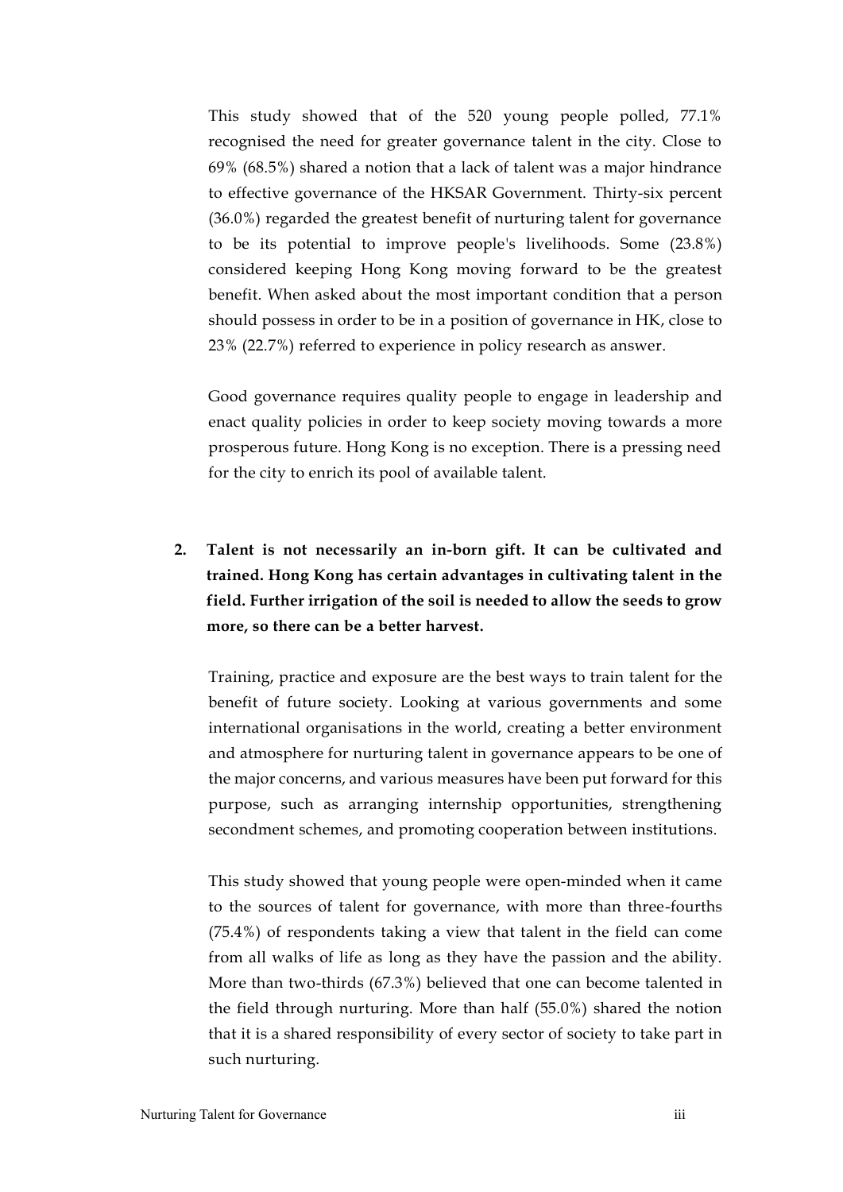This study showed that of the 520 young people polled, 77.1% recognised the need for greater governance talent in the city. Close to 69% (68.5%) shared a notion that a lack of talent was a major hindrance to effective governance of the HKSAR Government. Thirty-six percent (36.0%) regarded the greatest benefit of nurturing talent for governance to be its potential to improve people's livelihoods. Some (23.8%) considered keeping Hong Kong moving forward to be the greatest benefit. When asked about the most important condition that a person should possess in order to be in a position of governance in HK, close to 23% (22.7%) referred to experience in policy research as answer.

Good governance requires quality people to engage in leadership and enact quality policies in order to keep society moving towards a more prosperous future. Hong Kong is no exception. There is a pressing need for the city to enrich its pool of available talent.

2. **Talent is not necessarily an in-born gift. It can be cultivated and trained. Hong Kong has certain advantages in cultivating talent in the field. Further irrigation of the soil is needed to allow the seeds to grow more, so there can be a better harvest.**

   Training, practice and exposure are the best ways to train talent for the benefit of future society. Looking at various governments and some international organisations in the world, creating a better environment and atmosphere for nurturing talent in governance appears to be one of the major concerns, and various measures have been put forward for this purpose, such as arranging internship opportunities, strengthening secondment schemes, and promoting cooperation between institutions.

   This study showed that young people were open-minded when it came to the sources of talent for governance, with more than three-fourths (75.4%) of respondents taking a view that talent in the field can come from all walks of life as long as they have the passion and the ability. More than two-thirds (67.3%) believed that one can become talented in the field through nurturing. More than half (55.0%) shared the notion that it is a shared responsibility of every sector of society to take part in such nurturing.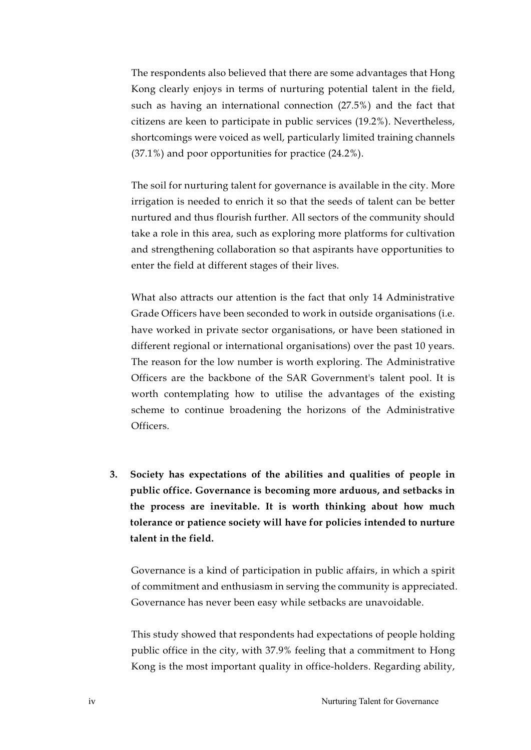The respondents also believed that there are some advantages that Hong Kong clearly enjoys in terms of nurturing potential talent in the field, such as having an international connection (27.5%) and the fact that citizens are keen to participate in public services (19.2%). Nevertheless, shortcomings were voiced as well, particularly limited training channels (37.1%) and poor opportunities for practice (24.2%).

The soil for nurturing talent for governance is available in the city. More irrigation is needed to enrich it so that the seeds of talent can be better nurtured and thus flourish further. All sectors of the community should take a role in this area, such as exploring more platforms for cultivation and strengthening collaboration so that aspirants have opportunities to enter the field at different stages of their lives.

What also attracts our attention is the fact that only 14 Administrative Grade Officers have been seconded to work in outside organisations (i.e. have worked in private sector organisations, or have been stationed in different regional or international organisations) over the past 10 years. The reason for the low number is worth exploring. The Administrative Officers are the backbone of the SAR Government's talent pool. It is worth contemplating how to utilise the advantages of the existing scheme to continue broadening the horizons of the Administrative Officers.

3. **Society has expectations of the abilities and qualities of people in public office. Governance is becoming more arduous, and setbacks in the process are inevitable. It is worth thinking about how much tolerance or patience society will have for policies intended to nurture talent in the field.**

Governance is a kind of participation in public affairs, in which a spirit of commitment and enthusiasm in serving the community is appreciated. Governance has never been easy while setbacks are unavoidable.

This study showed that respondents had expectations of people holding public office in the city, with 37.9% feeling that a commitment to Hong Kong is the most important quality in office-holders. Regarding ability,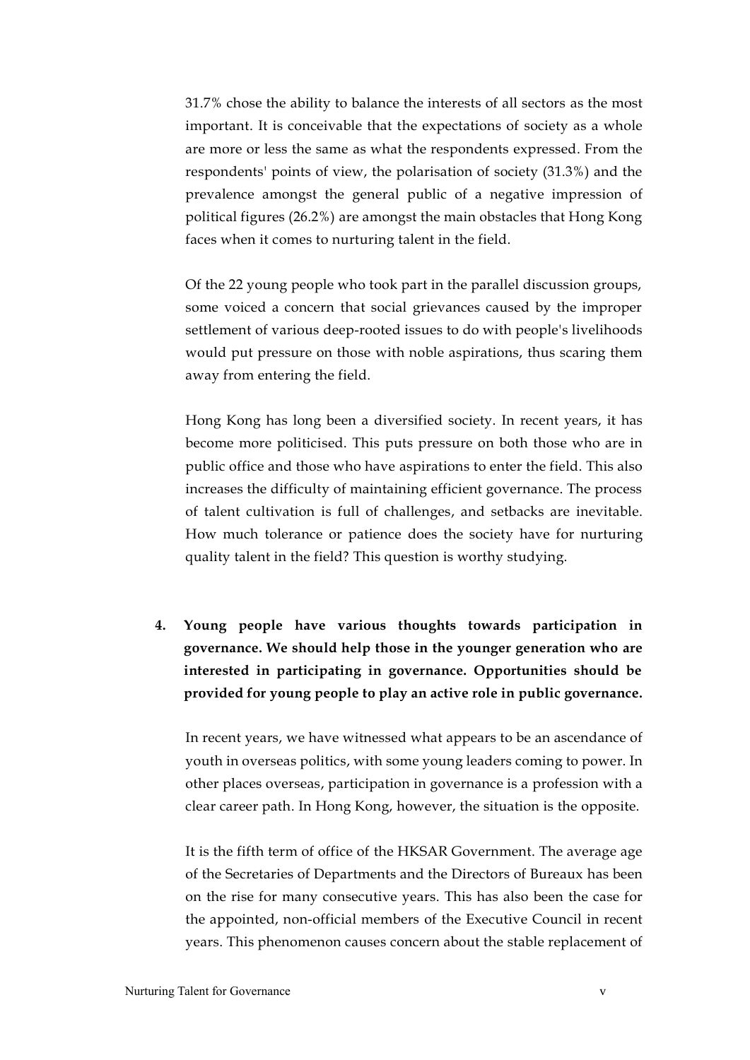31.7% chose the ability to balance the interests of all sectors as the most important. It is conceivable that the expectations of society as a whole are more or less the same as what the respondents expressed. From the respondents' points of view, the polarisation of society (31.3%) and the prevalence amongst the general public of a negative impression of political figures (26.2%) are amongst the main obstacles that Hong Kong faces when it comes to nurturing talent in the field.

Of the 22 young people who took part in the parallel discussion groups, some voiced a concern that social grievances caused by the improper settlement of various deep-rooted issues to do with people's livelihoods would put pressure on those with noble aspirations, thus scaring them away from entering the field.

Hong Kong has long been a diversified society. In recent years, it has become more politicised. This puts pressure on both those who are in public office and those who have aspirations to enter the field. This also increases the difficulty of maintaining efficient governance. The process of talent cultivation is full of challenges, and setbacks are inevitable. How much tolerance or patience does the society have for nurturing quality talent in the field? This question is worthy studying.

4. **Young people have various thoughts towards participation in governance. We should help those in the younger generation who are interested in participating in governance. Opportunities should be provided for young people to play an active role in public governance.**

   In recent years, we have witnessed what appears to be an ascendance of youth in overseas politics, with some young leaders coming to power. In other places overseas, participation in governance is a profession with a clear career path. In Hong Kong, however, the situation is the opposite.

   It is the fifth term of office of the HKSAR Government. The average age of the Secretaries of Departments and the Directors of Bureaux has been on the rise for many consecutive years. This has also been the case for the appointed, non-official members of the Executive Council in recent years. This phenomenon causes concern about the stable replacement of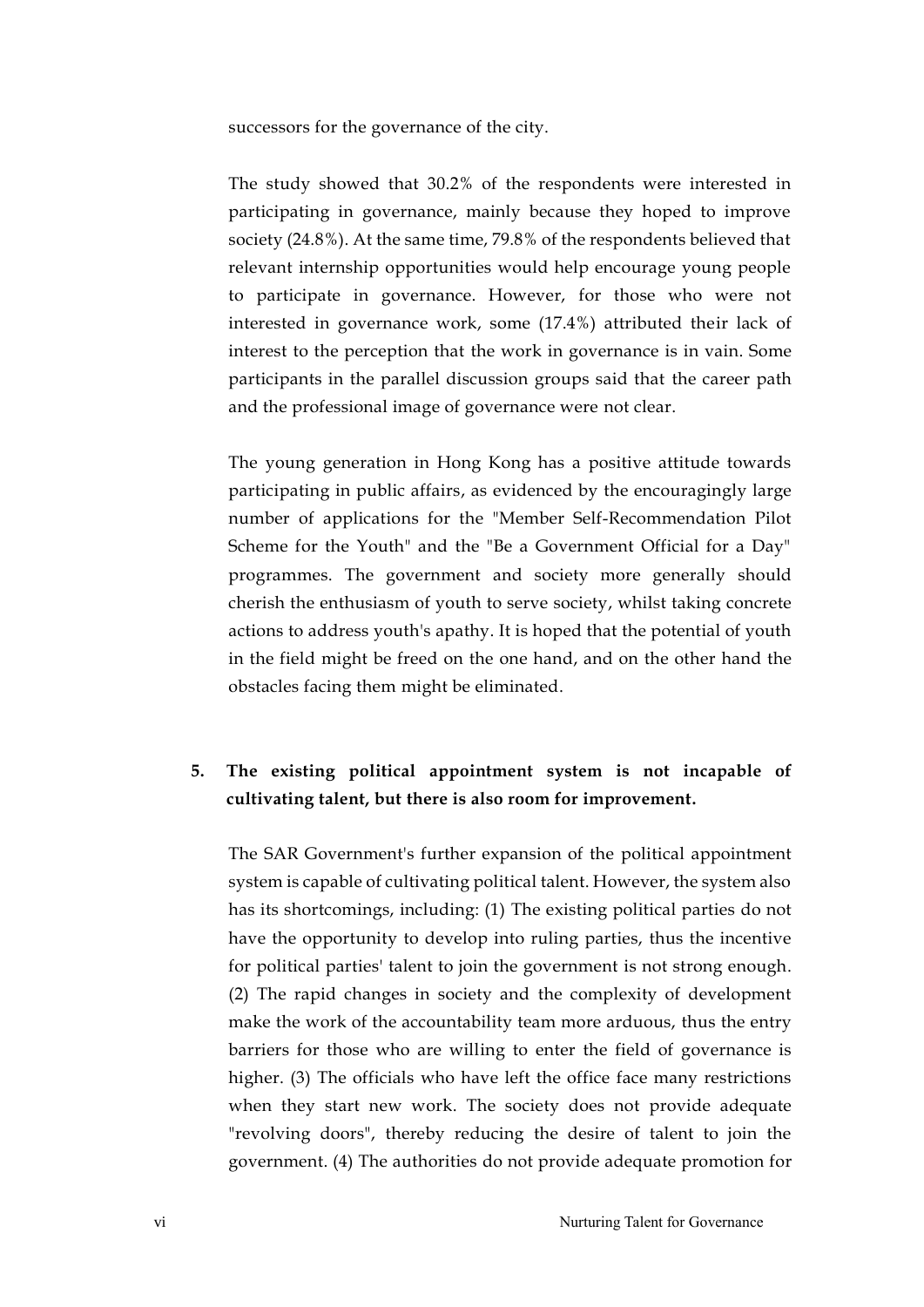successors for the governance of the city.

The study showed that 30.2% of the respondents were interested in participating in governance, mainly because they hoped to improve society (24.8%). At the same time, 79.8% of the respondents believed that relevant internship opportunities would help encourage young people to participate in governance. However, for those who were not interested in governance work, some (17.4%) attributed their lack of interest to the perception that the work in governance is in vain. Some participants in the parallel discussion groups said that the career path and the professional image of governance were not clear.

The young generation in Hong Kong has a positive attitude towards participating in public affairs, as evidenced by the encouragingly large number of applications for the "Member Self-Recommendation Pilot Scheme for the Youth" and the "Be a Government Official for a Day" programmes. The government and society more generally should cherish the enthusiasm of youth to serve society, whilst taking concrete actions to address youth's apathy. It is hoped that the potential of youth in the field might be freed on the one hand, and on the other hand the obstacles facing them might be eliminated.

**5. The existing political appointment system is not incapable of cultivating talent, but there is also room for improvement.**

The SAR Government's further expansion of the political appointment system is capable of cultivating political talent. However, the system also has its shortcomings, including: (1) The existing political parties do not have the opportunity to develop into ruling parties, thus the incentive for political parties' talent to join the government is not strong enough. (2) The rapid changes in society and the complexity of development make the work of the accountability team more arduous, thus the entry barriers for those who are willing to enter the field of governance is higher. (3) The officials who have left the office face many restrictions when they start new work. The society does not provide adequate "revolving doors", thereby reducing the desire of talent to join the government. (4) The authorities do not provide adequate promotion for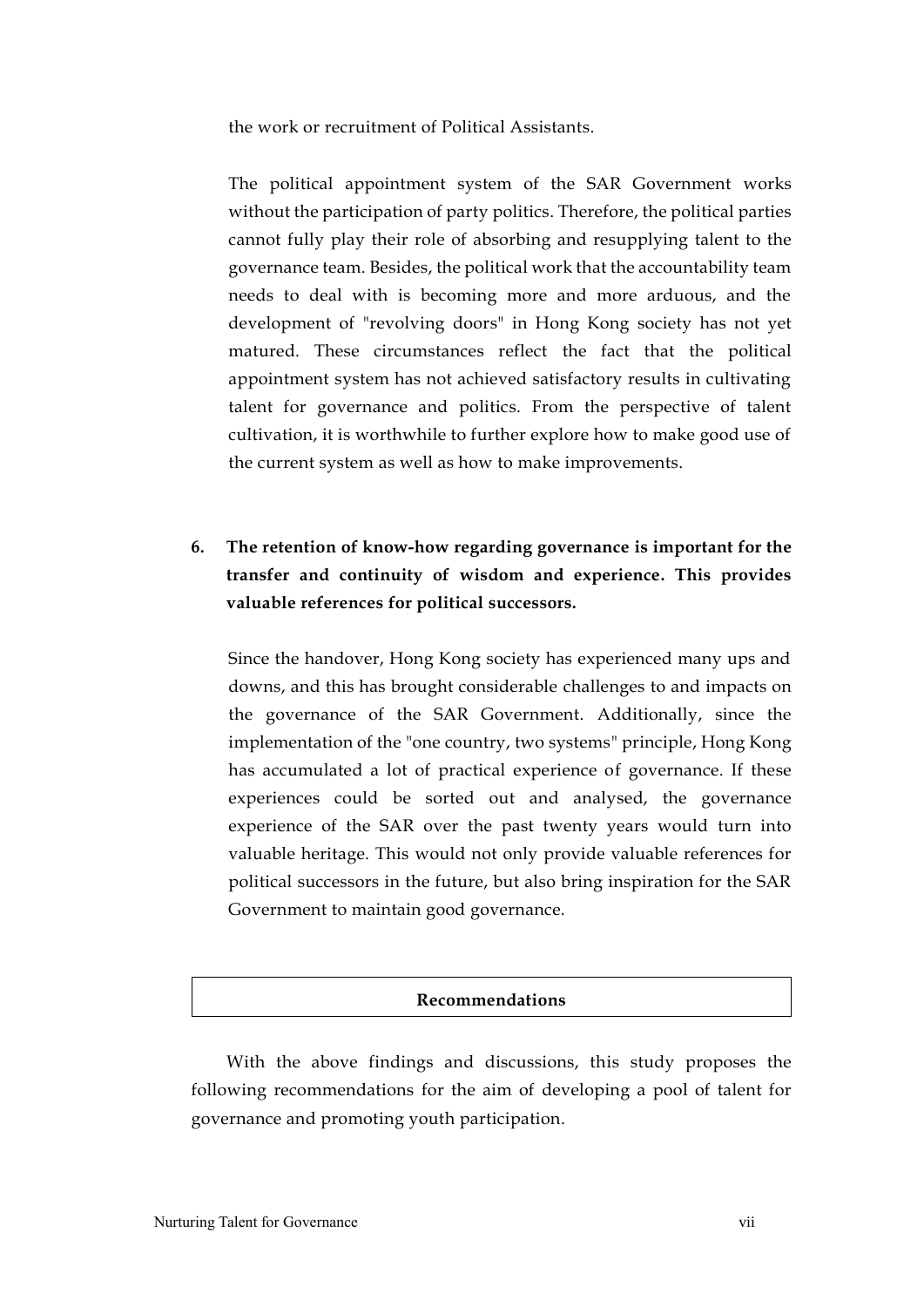the work or recruitment of Political Assistants.

The political appointment system of the SAR Government works without the participation of party politics. Therefore, the political parties cannot fully play their role of absorbing and resupplying talent to the governance team. Besides, the political work that the accountability team needs to deal with is becoming more and more arduous, and the development of "revolving doors" in Hong Kong society has not yet matured. These circumstances reflect the fact that the political appointment system has not achieved satisfactory results in cultivating talent for governance and politics. From the perspective of talent cultivation, it is worthwhile to further explore how to make good use of the current system as well as how to make improvements.

**6. The retention of know-how regarding governance is important for the transfer and continuity of wisdom and experience. This provides valuable references for political successors.**

Since the handover, Hong Kong society has experienced many ups and downs, and this has brought considerable challenges to and impacts on the governance of the SAR Government. Additionally, since the implementation of the "one country, two systems" principle, Hong Kong has accumulated a lot of practical experience of governance. If these experiences could be sorted out and analysed, the governance experience of the SAR over the past twenty years would turn into valuable heritage. This would not only provide valuable references for political successors in the future, but also bring inspiration for the SAR Government to maintain good governance.

## Recommendations

With the above findings and discussions, this study proposes the following recommendations for the aim of developing a pool of talent for governance and promoting youth participation.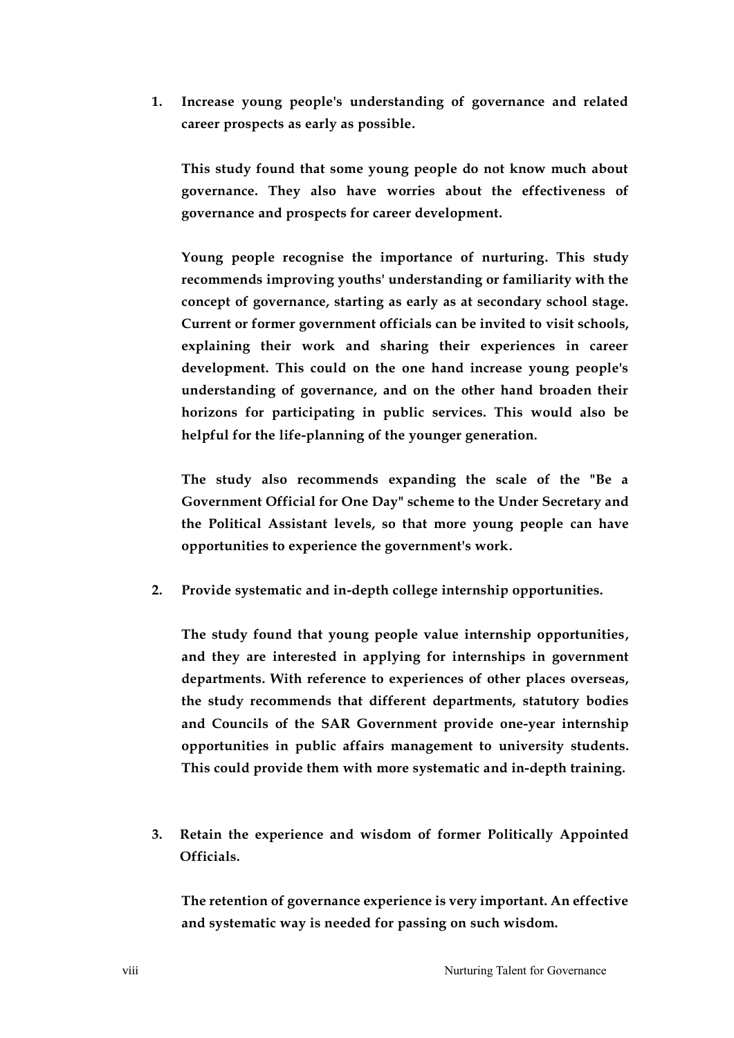**1. Increase young people's understanding of governance and related career prospects as early as possible.**

**This study found that some young people do not know much about governance. They also have worries about the effectiveness of governance and prospects for career development.**

**Young people recognise the importance of nurturing. This study recommends improving youths' understanding or familiarity with the concept of governance, starting as early as at secondary school stage. Current or former government officials can be invited to visit schools, explaining their work and sharing their experiences in career development. This could on the one hand increase young people's understanding of governance, and on the other hand broaden their horizons for participating in public services. This would also be helpful for the life-planning of the younger generation.**

**The study also recommends expanding the scale of the "Be a Government Official for One Day" scheme to the Under Secretary and the Political Assistant levels, so that more young people can have opportunities to experience the government's work.**

**2. Provide systematic and in-depth college internship opportunities.**

**The study found that young people value internship opportunities, and they are interested in applying for internships in government departments. With reference to experiences of other places overseas, the study recommends that different departments, statutory bodies and Councils of the SAR Government provide one-year internship opportunities in public affairs management to university students. This could provide them with more systematic and in-depth training.**

**3. Retain the experience and wisdom of former Politically Appointed Officials.**

**The retention of governance experience is very important. An effective and systematic way is needed for passing on such wisdom.**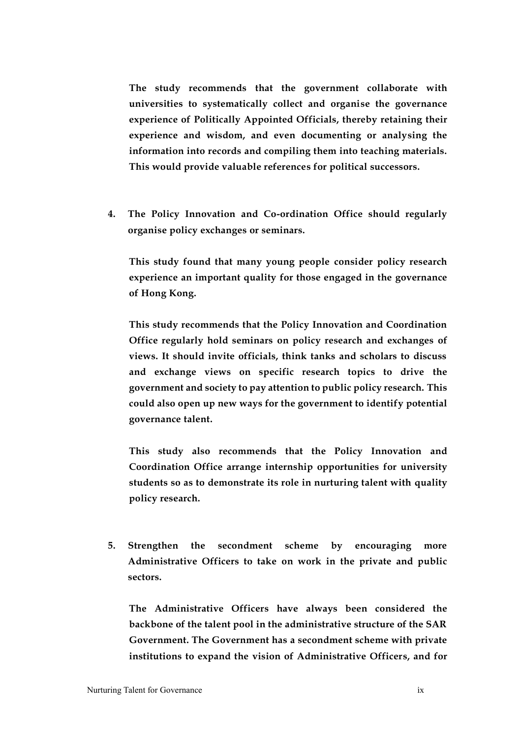**The study recommends that the government collaborate with universities to systematically collect and organise the governance experience of Politically Appointed Officials, thereby retaining their experience and wisdom, and even documenting or analysing the information into records and compiling them into teaching materials. This would provide valuable references for political successors.**

4. **The Policy Innovation and Co-ordination Office should regularly organise policy exchanges or seminars.**

   **This study found that many young people consider policy research experience an important quality for those engaged in the governance of Hong Kong.**

   **This study recommends that the Policy Innovation and Coordination Office regularly hold seminars on policy research and exchanges of views. It should invite officials, think tanks and scholars to discuss and exchange views on specific research topics to drive the government and society to pay attention to public policy research. This could also open up new ways for the government to identify potential governance talent.**

   **This study also recommends that the Policy Innovation and Coordination Office arrange internship opportunities for university students so as to demonstrate its role in nurturing talent with quality policy research.**

5. **Strengthen the secondment scheme by encouraging more Administrative Officers to take on work in the private and public sectors.**

   **The Administrative Officers have always been considered the backbone of the talent pool in the administrative structure of the SAR Government. The Government has a secondment scheme with private institutions to expand the vision of Administrative Officers, and for**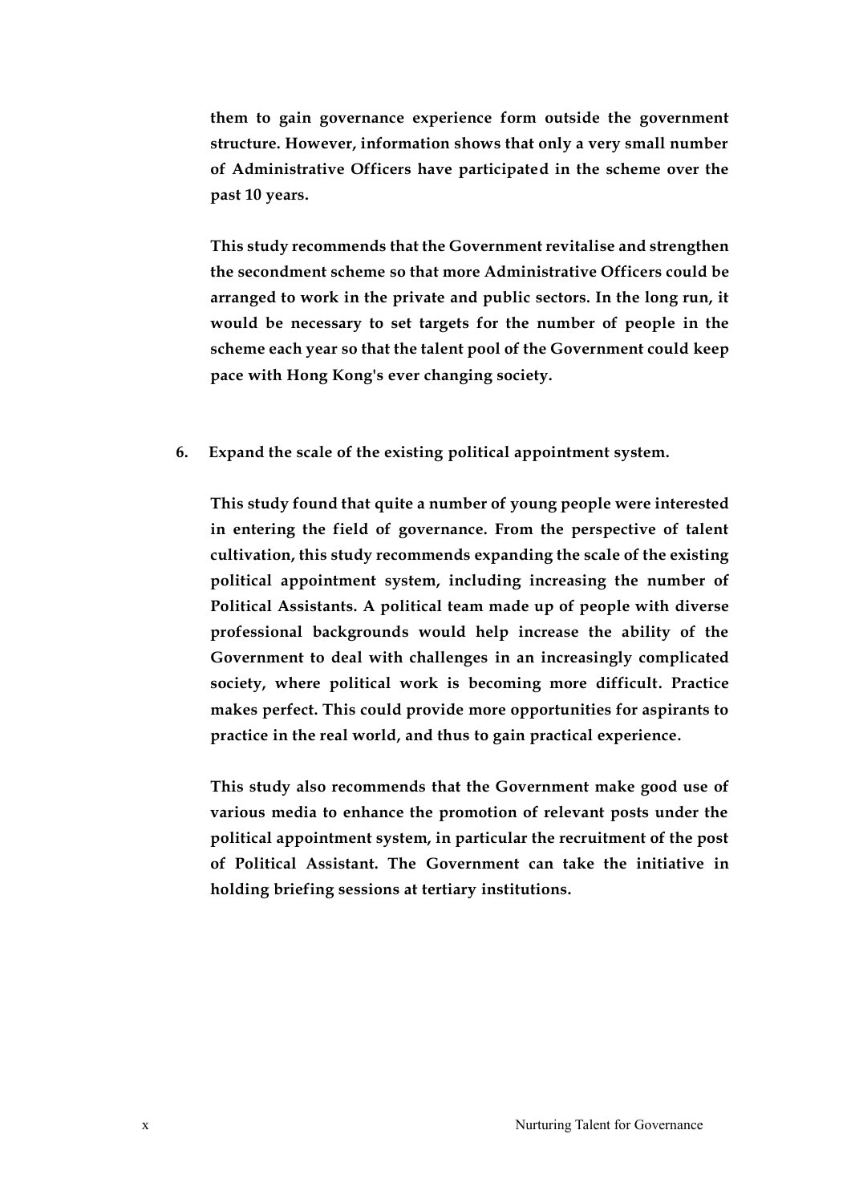**them to gain governance experience form outside the government structure. However, information shows that only a very small number of Administrative Officers have participated in the scheme over the past 10 years.**

**This study recommends that the Government revitalise and strengthen the secondment scheme so that more Administrative Officers could be arranged to work in the private and public sectors. In the long run, it would be necessary to set targets for the number of people in the scheme each year so that the talent pool of the Government could keep pace with Hong Kong's ever changing society.**

**6. Expand the scale of the existing political appointment system.**

**This study found that quite a number of young people were interested in entering the field of governance. From the perspective of talent cultivation, this study recommends expanding the scale of the existing political appointment system, including increasing the number of Political Assistants. A political team made up of people with diverse professional backgrounds would help increase the ability of the Government to deal with challenges in an increasingly complicated society, where political work is becoming more difficult. Practice makes perfect. This could provide more opportunities for aspirants to practice in the real world, and thus to gain practical experience.**

**This study also recommends that the Government make good use of various media to enhance the promotion of relevant posts under the political appointment system, in particular the recruitment of the post of Political Assistant. The Government can take the initiative in holding briefing sessions at tertiary institutions.**